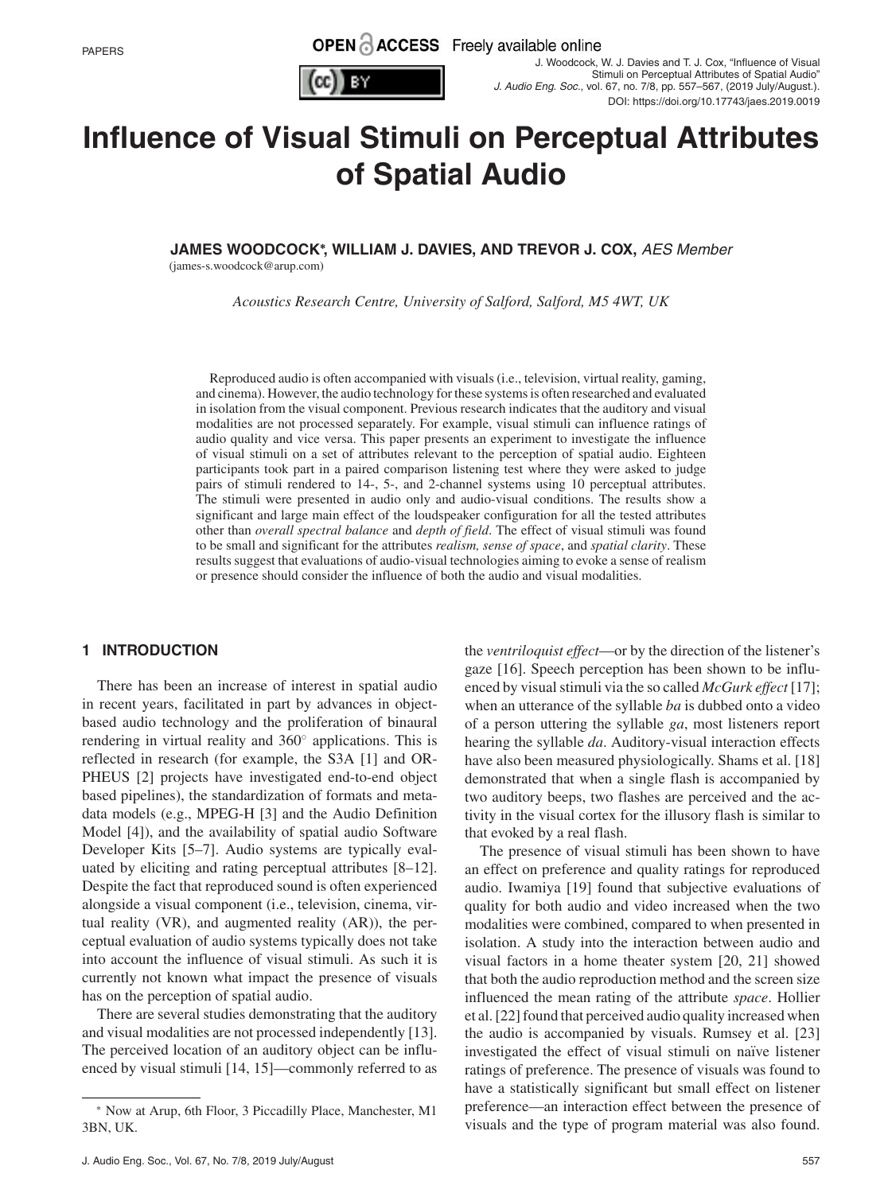# Influence of Visual Stimuli on Perceptual Attributes of Spatial Audio

**JAMES WOODCOCK*, WILLIAM J. DAVIES, AND TREVOR J. COX,** *AES Member*
(james-s.woodcock@arup.com)

*Acoustics Research Centre, University of Salford, Salford, M5 4WT, UK*

Reproduced audio is often accompanied with visuals (i.e., television, virtual reality, gaming, and cinema). However, the audio technology for these systems is often researched and evaluated in isolation from the visual component. Previous research indicates that the auditory and visual modalities are not processed separately. For example, visual stimuli can influence ratings of audio quality and vice versa. This paper presents an experiment to investigate the influence of visual stimuli on a set of attributes relevant to the perception of spatial audio. Eighteen participants took part in a paired comparison listening test where they were asked to judge pairs of stimuli rendered to 14-, 5-, and 2-channel systems using 10 perceptual attributes. The stimuli were presented in audio only and audio-visual conditions. The results show a significant and large main effect of the loudspeaker configuration for all the tested attributes other than *overall spectral balance* and *depth of field*. The effect of visual stimuli was found to be small and significant for the attributes *realism, sense of space*, and *spatial clarity*. These results suggest that evaluations of audio-visual technologies aiming to evoke a sense of realism or presence should consider the influence of both the audio and visual modalities.

## 1 INTRODUCTION

There has been an increase of interest in spatial audio in recent years, facilitated in part by advances in object-based audio technology and the proliferation of binaural rendering in virtual reality and 360° applications. This is reflected in research (for example, the S3A [1] and ORPHEUS [2] projects have investigated end-to-end object based pipelines), the standardization of formats and metadata models (e.g., MPEG-H [3] and the Audio Definition Model [4]), and the availability of spatial audio Software Developer Kits [5–7]. Audio systems are typically evaluated by eliciting and rating perceptual attributes [8–12]. Despite the fact that reproduced sound is often experienced alongside a visual component (i.e., television, cinema, virtual reality (VR), and augmented reality (AR)), the perceptual evaluation of audio systems typically does not take into account the influence of visual stimuli. As such it is currently not known what impact the presence of visuals has on the perception of spatial audio.

There are several studies demonstrating that the auditory and visual modalities are not processed independently [13]. The perceived location of an auditory object can be influenced by visual stimuli [14, 15]—commonly referred to as the *ventriloquist effect*—or by the direction of the listener's gaze [16]. Speech perception has been shown to be influenced by visual stimuli via the so called *McGurk effect* [17]; when an utterance of the syllable *ba* is dubbed onto a video of a person uttering the syllable *ga*, most listeners report hearing the syllable *da*. Auditory-visual interaction effects have also been measured physiologically. Shams et al. [18] demonstrated that when a single flash is accompanied by two auditory beeps, two flashes are perceived and the activity in the visual cortex for the illusory flash is similar to that evoked by a real flash.

The presence of visual stimuli has been shown to have an effect on preference and quality ratings for reproduced audio. Iwamiya [19] found that subjective evaluations of quality for both audio and video increased when the two modalities were combined, compared to when presented in isolation. A study into the interaction between audio and visual factors in a home theater system [20, 21] showed that both the audio reproduction method and the screen size influenced the mean rating of the attribute *space*. Hollier et al. [22] found that perceived audio quality increased when the audio is accompanied by visuals. Rumsey et al. [23] investigated the effect of visual stimuli on naïve listener ratings of preference. The presence of visuals was found to have a statistically significant but small effect on listener preference—an interaction effect between the presence of visuals and the type of program material was also found.

* Now at Arup, 6th Floor, 3 Piccadilly Place, Manchester, M1 3BN, UK.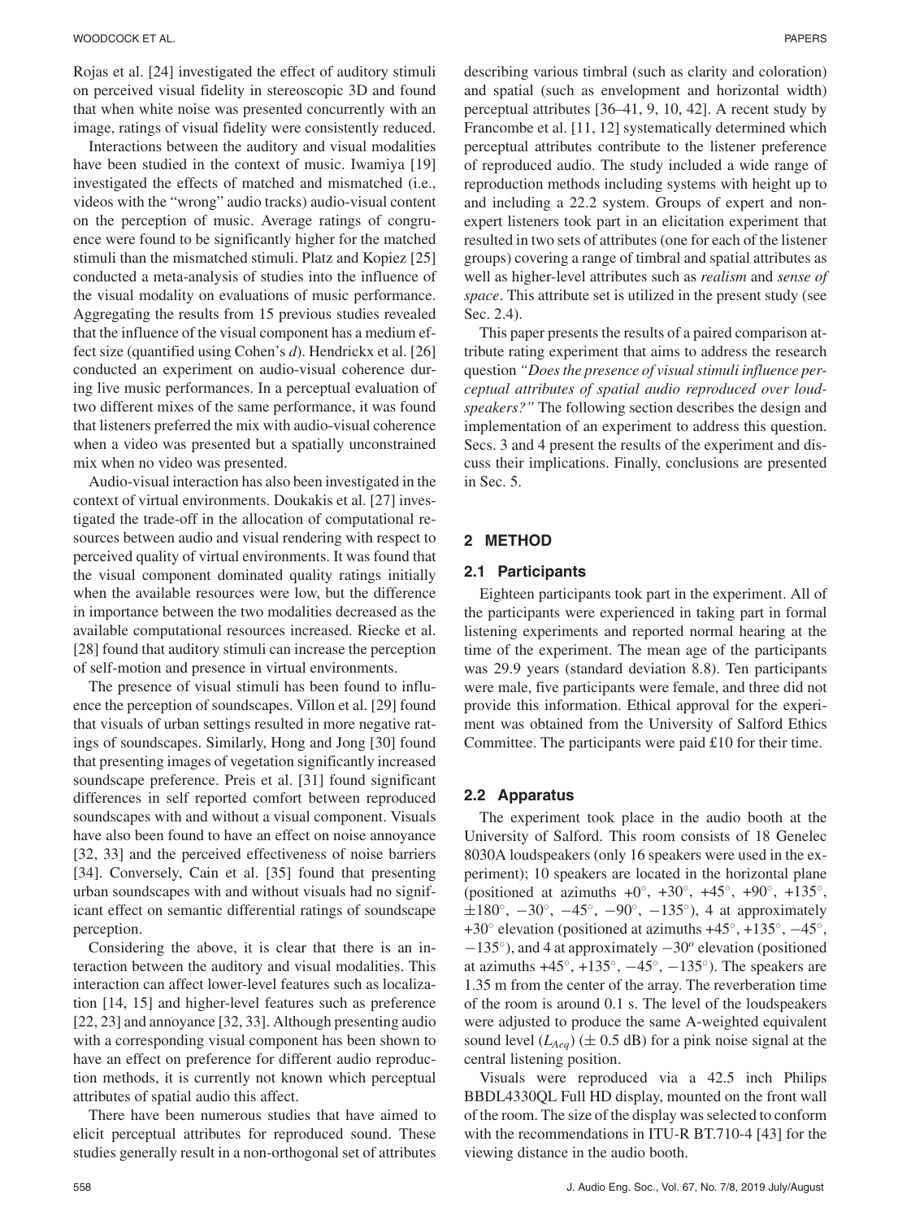Rojas et al. [24] investigated the effect of auditory stimuli on perceived visual fidelity in stereoscopic 3D and found that when white noise was presented concurrently with an image, ratings of visual fidelity were consistently reduced.

Interactions between the auditory and visual modalities have been studied in the context of music. Iwamiya [19] investigated the effects of matched and mismatched (i.e., videos with the "wrong" audio tracks) audio-visual content on the perception of music. Average ratings of congruence were found to be significantly higher for the matched stimuli than the mismatched stimuli. Platz and Kopiez [25] conducted a meta-analysis of studies into the influence of the visual modality on evaluations of music performance. Aggregating the results from 15 previous studies revealed that the influence of the visual component has a medium effect size (quantified using Cohen's *d*). Hendrickx et al. [26] conducted an experiment on audio-visual coherence during live music performances. In a perceptual evaluation of two different mixes of the same performance, it was found that listeners preferred the mix with audio-visual coherence when a video was presented but a spatially unconstrained mix when no video was presented.

Audio-visual interaction has also been investigated in the context of virtual environments. Doukakis et al. [27] investigated the trade-off in the allocation of computational resources between audio and visual rendering with respect to perceived quality of virtual environments. It was found that the visual component dominated quality ratings initially when the available resources were low, but the difference in importance between the two modalities decreased as the available computational resources increased. Riecke et al. [28] found that auditory stimuli can increase the perception of self-motion and presence in virtual environments.

The presence of visual stimuli has been found to influence the perception of soundscapes. Villon et al. [29] found that visuals of urban settings resulted in more negative ratings of soundscapes. Similarly, Hong and Jong [30] found that presenting images of vegetation significantly increased soundscape preference. Preis et al. [31] found significant differences in self reported comfort between reproduced soundscapes with and without a visual component. Visuals have also been found to have an effect on noise annoyance [32, 33] and the perceived effectiveness of noise barriers [34]. Conversely, Cain et al. [35] found that presenting urban soundscapes with and without visuals had no significant effect on semantic differential ratings of soundscape perception.

Considering the above, it is clear that there is an interaction between the auditory and visual modalities. This interaction can affect lower-level features such as localization [14, 15] and higher-level features such as preference [22, 23] and annoyance [32, 33]. Although presenting audio with a corresponding visual component has been shown to have an effect on preference for different audio reproduction methods, it is currently not known which perceptual attributes of spatial audio this affect.

There have been numerous studies that have aimed to elicit perceptual attributes for reproduced sound. These studies generally result in a non-orthogonal set of attributes describing various timbral (such as clarity and coloration) and spatial (such as envelopment and horizontal width) perceptual attributes [36–41, 9, 10, 42]. A recent study by Francombe et al. [11, 12] systematically determined which perceptual attributes contribute to the listener preference of reproduced audio. The study included a wide range of reproduction methods including systems with height up to and including a 22.2 system. Groups of expert and non-expert listeners took part in an elicitation experiment that resulted in two sets of attributes (one for each of the listener groups) covering a range of timbral and spatial attributes as well as higher-level attributes such as *realism* and *sense of space*. This attribute set is utilized in the present study (see Sec. 2.4).

This paper presents the results of a paired comparison attribute rating experiment that aims to address the research question *"Does the presence of visual stimuli influence perceptual attributes of spatial audio reproduced over loudspeakers?"* The following section describes the design and implementation of an experiment to address this question. Secs. 3 and 4 present the results of the experiment and discuss their implications. Finally, conclusions are presented in Sec. 5.

## 2 METHOD

### 2.1 Participants

Eighteen participants took part in the experiment. All of the participants were experienced in taking part in formal listening experiments and reported normal hearing at the time of the experiment. The mean age of the participants was 29.9 years (standard deviation 8.8). Ten participants were male, five participants were female, and three did not provide this information. Ethical approval for the experiment was obtained from the University of Salford Ethics Committee. The participants were paid £10 for their time.

### 2.2 Apparatus

The experiment took place in the audio booth at the University of Salford. This room consists of 18 Genelec 8030A loudspeakers (only 16 speakers were used in the experiment); 10 speakers are located in the horizontal plane (positioned at azimuths $+0^\circ$, $+30^\circ$, $+45^\circ$, $+90^\circ$, $+135^\circ$, $\pm180^\circ$, $-30^\circ$, $-45^\circ$, $-90^\circ$, $-135^\circ$), 4 at approximately $+30^\circ$ elevation (positioned at azimuths $+45^\circ$, $+135^\circ$, $-45^\circ$, $-135^\circ$), and 4 at approximately $-30^o$ elevation (positioned at azimuths $+45^\circ$, $+135^\circ$, $-45^\circ$, $-135^\circ$). The speakers are 1.35 m from the center of the array. The reverberation time of the room is around 0.1 s. The level of the loudspeakers were adjusted to produce the same A-weighted equivalent sound level ($L_{Aeq}$) ($\pm$ 0.5 dB) for a pink noise signal at the central listening position.

Visuals were reproduced via a 42.5 inch Philips BBDL4330QL Full HD display, mounted on the front wall of the room. The size of the display was selected to conform with the recommendations in ITU-R BT.710-4 [43] for the viewing distance in the audio booth.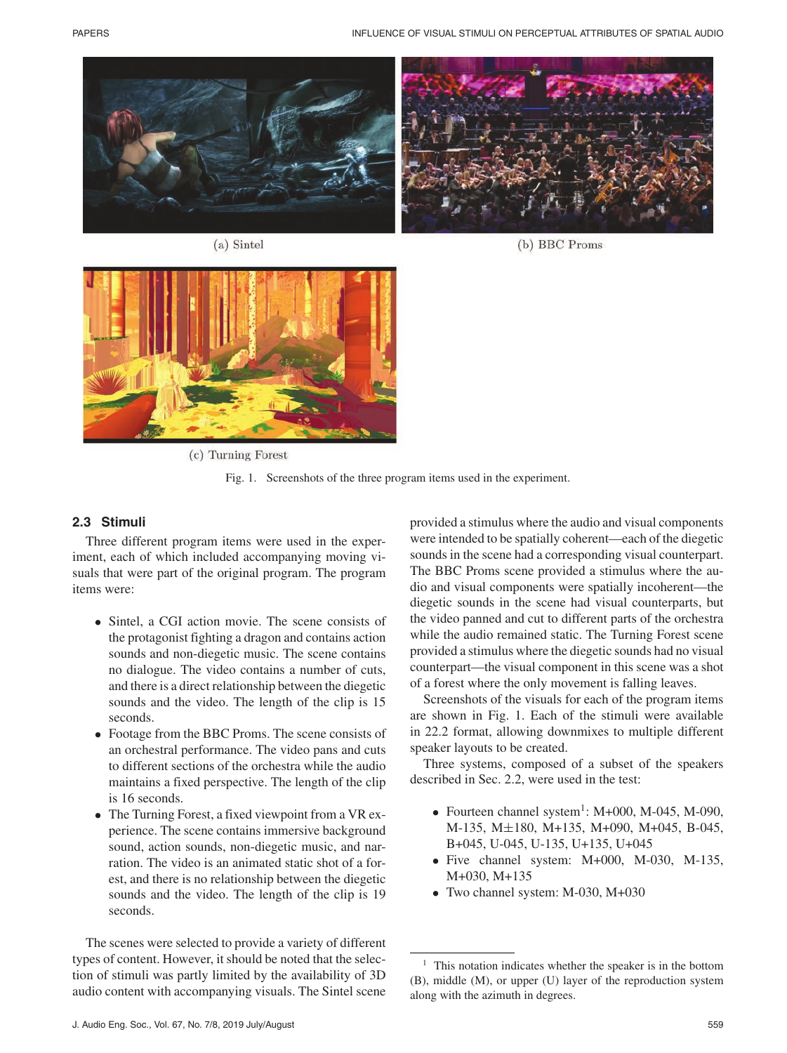(a) Sintel

(b) BBC Proms

(c) Turning Forest

Fig. 1. Screenshots of the three program items used in the experiment.

### 2.3 Stimuli

Three different program items were used in the experiment, each of which included accompanying moving visuals that were part of the original program. The program items were:

- Sintel, a CGI action movie. The scene consists of the protagonist fighting a dragon and contains action sounds and non-diegetic music. The scene contains no dialogue. The video contains a number of cuts, and there is a direct relationship between the diegetic sounds and the video. The length of the clip is 15 seconds.
- Footage from the BBC Proms. The scene consists of an orchestral performance. The video pans and cuts to different sections of the orchestra while the audio maintains a fixed perspective. The length of the clip is 16 seconds.
- The Turning Forest, a fixed viewpoint from a VR experience. The scene contains immersive background sound, action sounds, non-diegetic music, and narration. The video is an animated static shot of a forest, and there is no relationship between the diegetic sounds and the video. The length of the clip is 19 seconds.

The scenes were selected to provide a variety of different types of content. However, it should be noted that the selection of stimuli was partly limited by the availability of 3D audio content with accompanying visuals. The Sintel scene provided a stimulus where the audio and visual components were intended to be spatially coherent—each of the diegetic sounds in the scene had a corresponding visual counterpart. The BBC Proms scene provided a stimulus where the audio and visual components were spatially incoherent—the diegetic sounds in the scene had visual counterparts, but the video panned and cut to different parts of the orchestra while the audio remained static. The Turning Forest scene provided a stimulus where the diegetic sounds had no visual counterpart—the visual component in this scene was a shot of a forest where the only movement is falling leaves.

Screenshots of the visuals for each of the program items are shown in Fig. 1. Each of the stimuli were available in 22.2 format, allowing downmixes to multiple different speaker layouts to be created.

Three systems, composed of a subset of the speakers described in Sec. 2.2, were used in the test:

- Fourteen channel system[1]: M+000, M-045, M-090, M-135, M±180, M+135, M+090, M+045, B-045, B+045, U-045, U-135, U+135, U+045
- Five channel system: M+000, M-030, M-135, M+030, M+135
- Two channel system: M-030, M+030

[1] This notation indicates whether the speaker is in the bottom (B), middle (M), or upper (U) layer of the reproduction system along with the azimuth in degrees.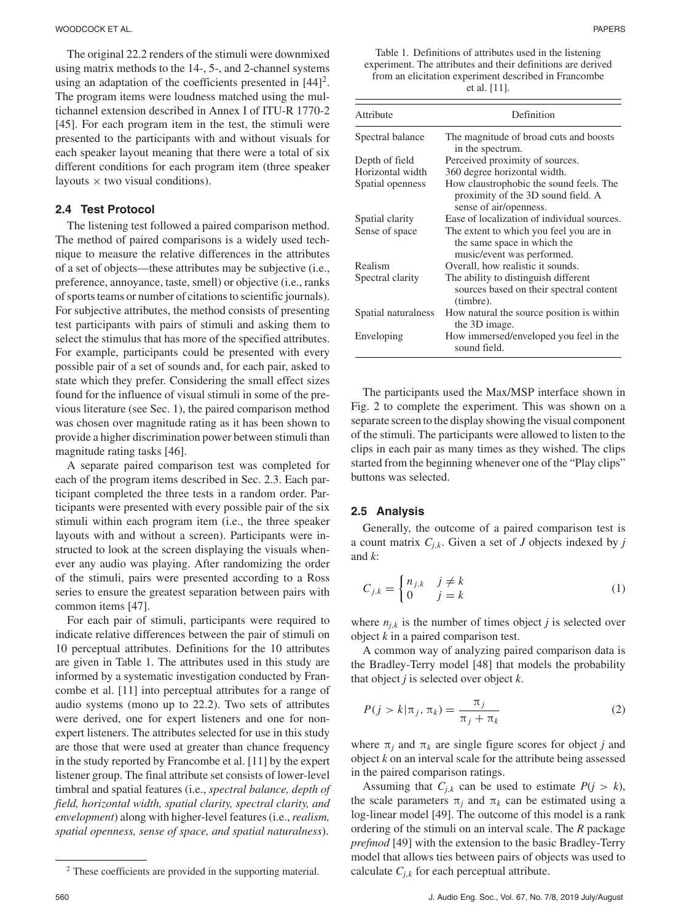The original 22.2 renders of the stimuli were downmixed using matrix methods to the 14-, 5-, and 2-channel systems using an adaptation of the coefficients presented in [44][2]. The program items were loudness matched using the multichannel extension described in Annex I of ITU-R 1770-2 [45]. For each program item in the test, the stimuli were presented to the participants with and without visuals for each speaker layout meaning that there were a total of six different conditions for each program item (three speaker layouts × two visual conditions).

### 2.4 Test Protocol

The listening test followed a paired comparison method. The method of paired comparisons is a widely used technique to measure the relative differences in the attributes of a set of objects—these attributes may be subjective (i.e., preference, annoyance, taste, smell) or objective (i.e., ranks of sports teams or number of citations to scientific journals). For subjective attributes, the method consists of presenting test participants with pairs of stimuli and asking them to select the stimulus that has more of the specified attributes. For example, participants could be presented with every possible pair of a set of sounds and, for each pair, asked to state which they prefer. Considering the small effect sizes found for the influence of visual stimuli in some of the previous literature (see Sec. 1), the paired comparison method was chosen over magnitude rating as it has been shown to provide a higher discrimination power between stimuli than magnitude rating tasks [46].

A separate paired comparison test was completed for each of the program items described in Sec. 2.3. Each participant completed the three tests in a random order. Participants were presented with every possible pair of the six stimuli within each program item (i.e., the three speaker layouts with and without a screen). Participants were instructed to look at the screen displaying the visuals whenever any audio was playing. After randomizing the order of the stimuli, pairs were presented according to a Ross series to ensure the greatest separation between pairs with common items [47].

For each pair of stimuli, participants were required to indicate relative differences between the pair of stimuli on 10 perceptual attributes. Definitions for the 10 attributes are given in Table 1. The attributes used in this study are informed by a systematic investigation conducted by Francombe et al. [11] into perceptual attributes for a range of audio systems (mono up to 22.2). Two sets of attributes were derived, one for expert listeners and one for non-expert listeners. The attributes selected for use in this study are those that were used at greater than chance frequency in the study reported by Francombe et al. [11] by the expert listener group. The final attribute set consists of lower-level timbral and spatial features (i.e., *spectral balance, depth of field, horizontal width, spatial clarity, spectral clarity, and envelopment*) along with higher-level features (i.e., *realism, spatial openness, sense of space, and spatial naturalness*).

[2] These coefficients are provided in the supporting material.

Table 1. Definitions of attributes used in the listening experiment. The attributes and their definitions are derived from an elicitation experiment described in Francombe et al. [11].

| Attribute | Definition |
|---|---|
| Spectral balance | The magnitude of broad cuts and boosts in the spectrum. |
| Depth of field | Perceived proximity of sources. |
| Horizontal width | 360 degree horizontal width. |
| Spatial openness | How claustrophobic the sound feels. The proximity of the 3D sound field. A sense of air/openness. |
| Spatial clarity | Ease of localization of individual sources. |
| Sense of space | The extent to which you feel you are in the same space in which the music/event was performed. |
| Realism | Overall, how realistic it sounds. |
| Spectral clarity | The ability to distinguish different sources based on their spectral content (timbre). |
| Spatial naturalness | How natural the source position is within the 3D image. |
| Enveloping | How immersed/enveloped you feel in the sound field. |

The participants used the Max/MSP interface shown in Fig. 2 to complete the experiment. This was shown on a separate screen to the display showing the visual component of the stimuli. The participants were allowed to listen to the clips in each pair as many times as they wished. The clips started from the beginning whenever one of the "Play clips" buttons was selected.

### 2.5 Analysis

Generally, the outcome of a paired comparison test is a count matrix $C_{j,k}$. Given a set of $J$ objects indexed by $j$ and $k$:

$$C_{j,k} = \begin{cases} n_{j,k} & j \neq k \\ 0 & j = k \end{cases} \tag{1}$$

where $n_{j,k}$ is the number of times object $j$ is selected over object $k$ in a paired comparison test.

A common way of analyzing paired comparison data is the Bradley-Terry model [48] that models the probability that object $j$ is selected over object $k$.

$$P(j > k|\pi_j, \pi_k) = \frac{\pi_j}{\pi_j + \pi_k} \tag{2}$$

where $\pi_j$ and $\pi_k$ are single figure scores for object $j$ and object $k$ on an interval scale for the attribute being assessed in the paired comparison ratings.

Assuming that $C_{j,k}$ can be used to estimate $P(j > k)$, the scale parameters $\pi_j$ and $\pi_k$ can be estimated using a log-linear model [49]. The outcome of this model is a rank ordering of the stimuli on an interval scale. The *R* package *prefmod* [49] with the extension to the basic Bradley-Terry model that allows ties between pairs of objects was used to calculate $C_{j,k}$ for each perceptual attribute.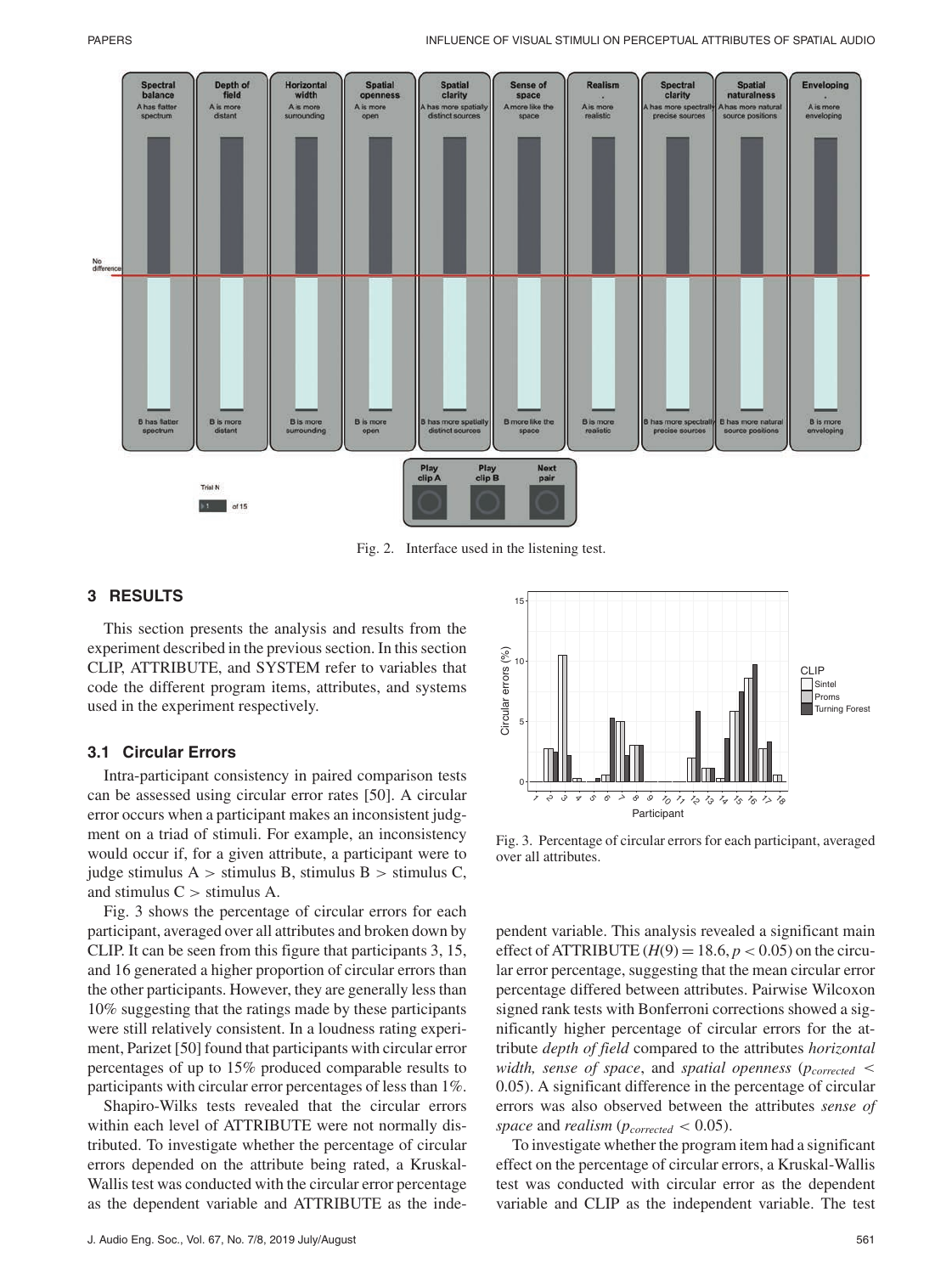Fig. 2. Interface used in the listening test.

## 3 RESULTS

This section presents the analysis and results from the experiment described in the previous section. In this section CLIP, ATTRIBUTE, and SYSTEM refer to variables that code the different program items, attributes, and systems used in the experiment respectively.

### 3.1 Circular Errors

Intra-participant consistency in paired comparison tests can be assessed using circular error rates [50]. A circular error occurs when a participant makes an inconsistent judgment on a triad of stimuli. For example, an inconsistency would occur if, for a given attribute, a participant were to judge stimulus A > stimulus B, stimulus B > stimulus C, and stimulus C > stimulus A.

Fig. 3 shows the percentage of circular errors for each participant, averaged over all attributes and broken down by CLIP. It can be seen from this figure that participants 3, 15, and 16 generated a higher proportion of circular errors than the other participants. However, they are generally less than 10% suggesting that the ratings made by these participants were still relatively consistent. In a loudness rating experiment, Parizet [50] found that participants with circular error percentages of up to 15% produced comparable results to participants with circular error percentages of less than 1%.

Shapiro-Wilks tests revealed that the circular errors within each level of ATTRIBUTE were not normally distributed. To investigate whether the percentage of circular errors depended on the attribute being rated, a Kruskal-Wallis test was conducted with the circular error percentage as the dependent variable and ATTRIBUTE as the independent variable. This analysis revealed a significant main effect of ATTRIBUTE ($H(9) = 18.6, p < 0.05$) on the circular error percentage, suggesting that the mean circular error percentage differed between attributes. Pairwise Wilcoxon signed rank tests with Bonferroni corrections showed a significantly higher percentage of circular errors for the attribute *depth of field* compared to the attributes *horizontal width, sense of space*, and *spatial openness* ($p_{corrected} < 0.05$). A significant difference in the percentage of circular errors was also observed between the attributes *sense of space* and *realism* ($p_{corrected} < 0.05$).

Fig. 3. Percentage of circular errors for each participant, averaged over all attributes.

To investigate whether the program item had a significant effect on the percentage of circular errors, a Kruskal-Wallis test was conducted with circular error as the dependent variable and CLIP as the independent variable. The test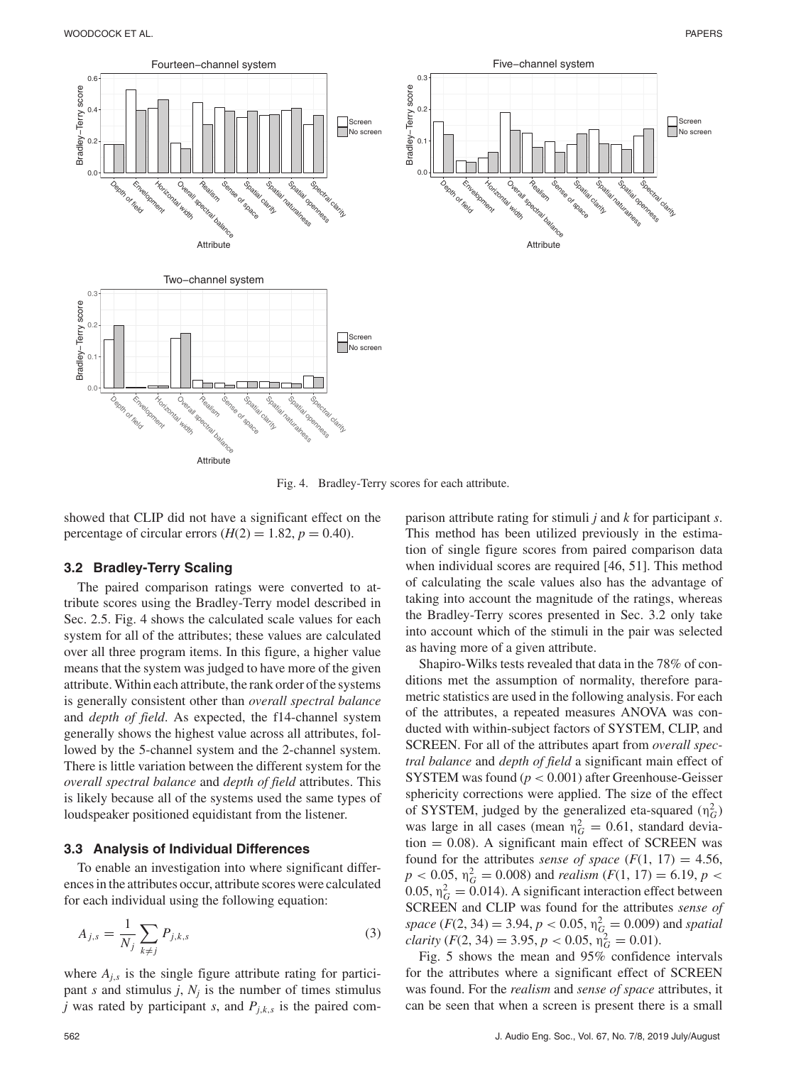Fig. 4. Bradley-Terry scores for each attribute.

showed that CLIP did not have a significant effect on the percentage of circular errors ($H(2) = 1.82$, $p = 0.40$).

### 3.2 Bradley-Terry Scaling

The paired comparison ratings were converted to attribute scores using the Bradley-Terry model described in Sec. 2.5. Fig. 4 shows the calculated scale values for each system for all of the attributes; these values are calculated over all three program items. In this figure, a higher value means that the system was judged to have more of the given attribute. Within each attribute, the rank order of the systems is generally consistent other than *overall spectral balance* and *depth of field*. As expected, the f14-channel system generally shows the highest value across all attributes, followed by the 5-channel system and the 2-channel system. There is little variation between the different system for the *overall spectral balance* and *depth of field* attributes. This is likely because all of the systems used the same types of loudspeaker positioned equidistant from the listener.

### 3.3 Analysis of Individual Differences

To enable an investigation into where significant differences in the attributes occur, attribute scores were calculated for each individual using the following equation:

$$A_{j,s} = \frac{1}{N_j} \sum_{k \neq j} P_{j,k,s} \tag{3}$$

where $A_{j,s}$ is the single figure attribute rating for participant $s$ and stimulus $j$, $N_j$ is the number of times stimulus $j$ was rated by participant $s$, and $P_{j,k,s}$ is the paired comparison attribute rating for stimuli $j$ and $k$ for participant $s$. This method has been utilized previously in the estimation of single figure scores from paired comparison data when individual scores are required [46, 51]. This method of calculating the scale values also has the advantage of taking into account the magnitude of the ratings, whereas the Bradley-Terry scores presented in Sec. 3.2 only take into account which of the stimuli in the pair was selected as having more of a given attribute.

Shapiro-Wilks tests revealed that data in the 78% of conditions met the assumption of normality, therefore parametric statistics are used in the following analysis. For each of the attributes, a repeated measures ANOVA was conducted with within-subject factors of SYSTEM, CLIP, and SCREEN. For all of the attributes apart from *overall spectral balance* and *depth of field* a significant main effect of SYSTEM was found ($p < 0.001$) after Greenhouse-Geisser sphericity corrections were applied. The size of the effect of SYSTEM, judged by the generalized eta-squared ($\eta_G^2$) was large in all cases (mean $\eta_G^2 = 0.61$, standard deviation = 0.08). A significant main effect of SCREEN was found for the attributes *sense of space* ($F(1, 17) = 4.56$, $p < 0.05$, $\eta_G^2 = 0.008$) and *realism* ($F(1, 17) = 6.19$, $p < 0.05$, $\eta_G^2 = 0.014$). A significant interaction effect between SCREEN and CLIP was found for the attributes *sense of space* ($F(2, 34) = 3.94$, $p < 0.05$, $\eta_G^2 = 0.009$) and *spatial clarity* ($F(2, 34) = 3.95$, $p < 0.05$, $\eta_G^2 = 0.01$).

Fig. 5 shows the mean and 95% confidence intervals for the attributes where a significant effect of SCREEN was found. For the *realism* and *sense of space* attributes, it can be seen that when a screen is present there is a small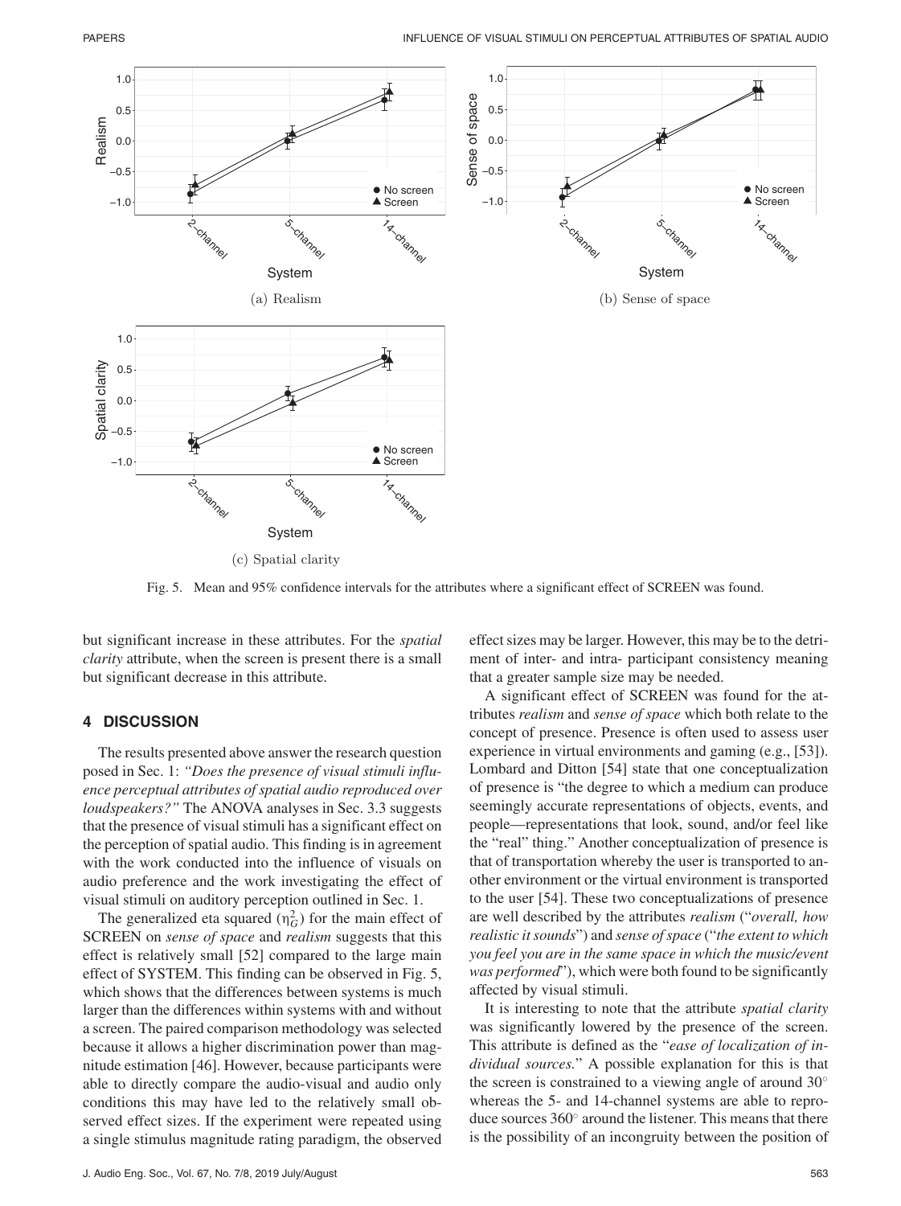(a) Realism

(b) Sense of space

(c) Spatial clarity

Fig. 5. Mean and 95% confidence intervals for the attributes where a significant effect of SCREEN was found.

but significant increase in these attributes. For the *spatial clarity* attribute, when the screen is present there is a small but significant decrease in this attribute.

## 4 DISCUSSION

The results presented above answer the research question posed in Sec. 1: *"Does the presence of visual stimuli influence perceptual attributes of spatial audio reproduced over loudspeakers?"* The ANOVA analyses in Sec. 3.3 suggests that the presence of visual stimuli has a significant effect on the perception of spatial audio. This finding is in agreement with the work conducted into the influence of visuals on audio preference and the work investigating the effect of visual stimuli on auditory perception outlined in Sec. 1.

The generalized eta squared ($\eta_G^2$) for the main effect of SCREEN on *sense of space* and *realism* suggests that this effect is relatively small [52] compared to the large main effect of SYSTEM. This finding can be observed in Fig. 5, which shows that the differences between systems is much larger than the differences within systems with and without a screen. The paired comparison methodology was selected because it allows a higher discrimination power than magnitude estimation [46]. However, because participants were able to directly compare the audio-visual and audio only conditions this may have led to the relatively small observed effect sizes. If the experiment were repeated using a single stimulus magnitude rating paradigm, the observed effect sizes may be larger. However, this may be to the detriment of inter- and intra- participant consistency meaning that a greater sample size may be needed.

A significant effect of SCREEN was found for the attributes *realism* and *sense of space* which both relate to the concept of presence. Presence is often used to assess user experience in virtual environments and gaming (e.g., [53]). Lombard and Ditton [54] state that one conceptualization of presence is "the degree to which a medium can produce seemingly accurate representations of objects, events, and people—representations that look, sound, and/or feel like the "real" thing." Another conceptualization of presence is that of transportation whereby the user is transported to another environment or the virtual environment is transported to the user [54]. These two conceptualizations of presence are well described by the attributes *realism* ("*overall, how realistic it sounds*") and *sense of space* ("*the extent to which you feel you are in the same space in which the music/event was performed*"), which were both found to be significantly affected by visual stimuli.

It is interesting to note that the attribute *spatial clarity* was significantly lowered by the presence of the screen. This attribute is defined as the "*ease of localization of individual sources.*" A possible explanation for this is that the screen is constrained to a viewing angle of around 30° whereas the 5- and 14-channel systems are able to reproduce sources 360° around the listener. This means that there is the possibility of an incongruity between the position of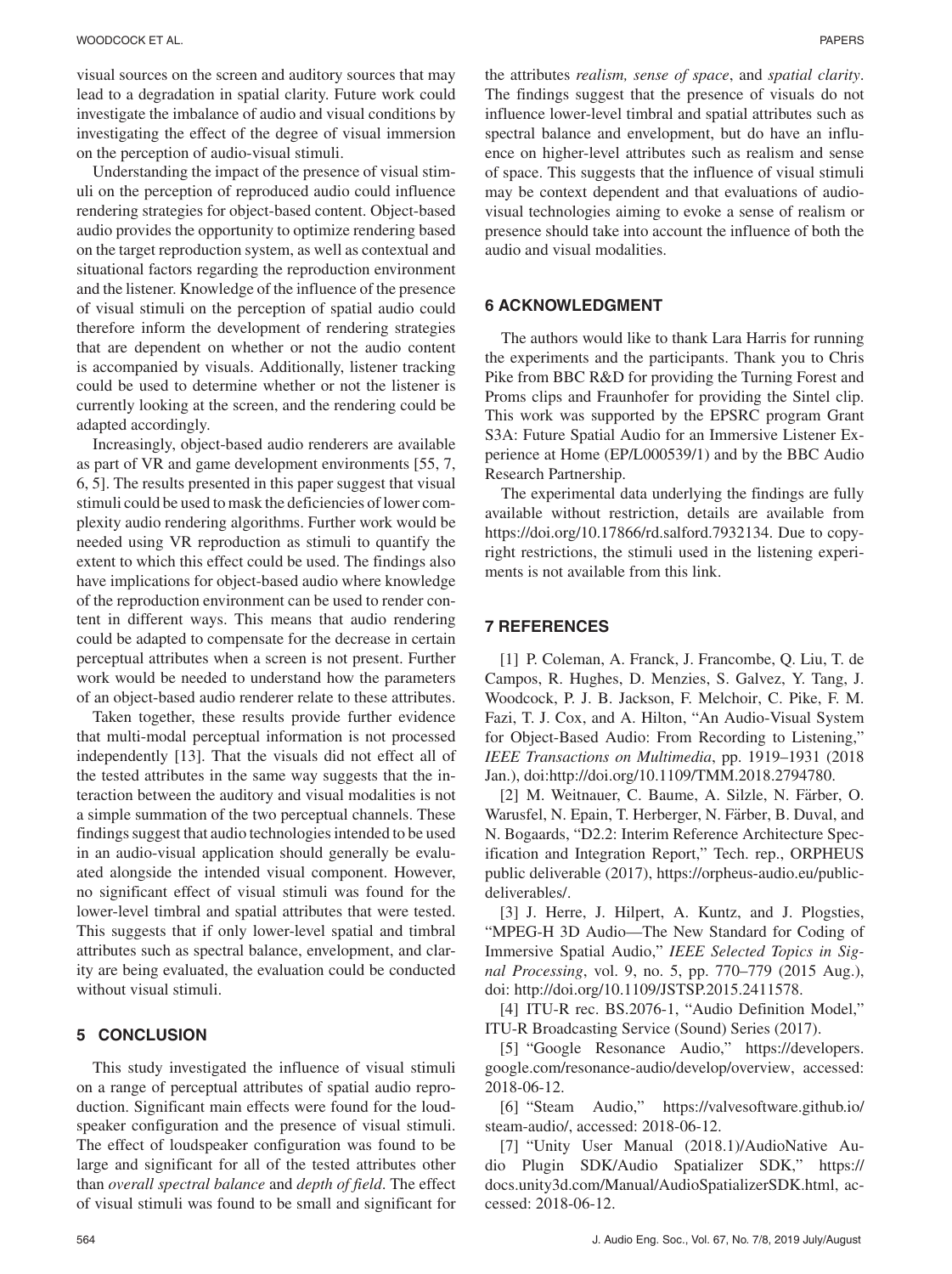visual sources on the screen and auditory sources that may lead to a degradation in spatial clarity. Future work could investigate the imbalance of audio and visual conditions by investigating the effect of the degree of visual immersion on the perception of audio-visual stimuli.

Understanding the impact of the presence of visual stimuli on the perception of reproduced audio could influence rendering strategies for object-based content. Object-based audio provides the opportunity to optimize rendering based on the target reproduction system, as well as contextual and situational factors regarding the reproduction environment and the listener. Knowledge of the influence of the presence of visual stimuli on the perception of spatial audio could therefore inform the development of rendering strategies that are dependent on whether or not the audio content is accompanied by visuals. Additionally, listener tracking could be used to determine whether or not the listener is currently looking at the screen, and the rendering could be adapted accordingly.

Increasingly, object-based audio renderers are available as part of VR and game development environments [55, 7, 6, 5]. The results presented in this paper suggest that visual stimuli could be used to mask the deficiencies of lower complexity audio rendering algorithms. Further work would be needed using VR reproduction as stimuli to quantify the extent to which this effect could be used. The findings also have implications for object-based audio where knowledge of the reproduction environment can be used to render content in different ways. This means that audio rendering could be adapted to compensate for the decrease in certain perceptual attributes when a screen is not present. Further work would be needed to understand how the parameters of an object-based audio renderer relate to these attributes.

Taken together, these results provide further evidence that multi-modal perceptual information is not processed independently [13]. That the visuals did not effect all of the tested attributes in the same way suggests that the interaction between the auditory and visual modalities is not a simple summation of the two perceptual channels. These findings suggest that audio technologies intended to be used in an audio-visual application should generally be evaluated alongside the intended visual component. However, no significant effect of visual stimuli was found for the lower-level timbral and spatial attributes that were tested. This suggests that if only lower-level spatial and timbral attributes such as spectral balance, envelopment, and clarity are being evaluated, the evaluation could be conducted without visual stimuli.

## 5 CONCLUSION

This study investigated the influence of visual stimuli on a range of perceptual attributes of spatial audio reproduction. Significant main effects were found for the loudspeaker configuration and the presence of visual stimuli. The effect of loudspeaker configuration was found to be large and significant for all of the tested attributes other than *overall spectral balance* and *depth of field*. The effect of visual stimuli was found to be small and significant for the attributes *realism, sense of space*, and *spatial clarity*. The findings suggest that the presence of visuals do not influence lower-level timbral and spatial attributes such as spectral balance and envelopment, but do have an influence on higher-level attributes such as realism and sense of space. This suggests that the influence of visual stimuli may be context dependent and that evaluations of audio-visual technologies aiming to evoke a sense of realism or presence should take into account the influence of both the audio and visual modalities.

## 6 ACKNOWLEDGMENT

The authors would like to thank Lara Harris for running the experiments and the participants. Thank you to Chris Pike from BBC R&D for providing the Turning Forest and Proms clips and Fraunhofer for providing the Sintel clip. This work was supported by the EPSRC program Grant S3A: Future Spatial Audio for an Immersive Listener Experience at Home (EP/L000539/1) and by the BBC Audio Research Partnership.

The experimental data underlying the findings are fully available without restriction, details are available from https://doi.org/10.17866/rd.salford.7932134. Due to copyright restrictions, the stimuli used in the listening experiments is not available from this link.

## 7 REFERENCES

[1] P. Coleman, A. Franck, J. Francombe, Q. Liu, T. de Campos, R. Hughes, D. Menzies, S. Galvez, Y. Tang, J. Woodcock, P. J. B. Jackson, F. Melchoir, C. Pike, F. M. Fazi, T. J. Cox, and A. Hilton, "An Audio-Visual System for Object-Based Audio: From Recording to Listening," *IEEE Transactions on Multimedia*, pp. 1919–1931 (2018 Jan.), doi:http://doi.org/10.1109/TMM.2018.2794780.

[2] M. Weitnauer, C. Baume, A. Silzle, N. Färber, O. Warusfel, N. Epain, T. Herberger, N. Färber, B. Duval, and N. Bogaards, "D2.2: Interim Reference Architecture Specification and Integration Report," Tech. rep., ORPHEUS public deliverable (2017), https://orpheus-audio.eu/public-deliverables/.

[3] J. Herre, J. Hilpert, A. Kuntz, and J. Plogsties, "MPEG-H 3D Audio—The New Standard for Coding of Immersive Spatial Audio," *IEEE Selected Topics in Signal Processing*, vol. 9, no. 5, pp. 770–779 (2015 Aug.), doi: http://doi.org/10.1109/JSTSP.2015.2411578.

[4] ITU-R rec. BS.2076-1, "Audio Definition Model," ITU-R Broadcasting Service (Sound) Series (2017).

[5] "Google Resonance Audio," https://developers.google.com/resonance-audio/develop/overview, accessed: 2018-06-12.

[6] "Steam Audio," https://valvesoftware.github.io/steam-audio/, accessed: 2018-06-12.

[7] "Unity User Manual (2018.1)/AudioNative Audio Plugin SDK/Audio Spatializer SDK," https://docs.unity3d.com/Manual/AudioSpatializerSDK.html, accessed: 2018-06-12.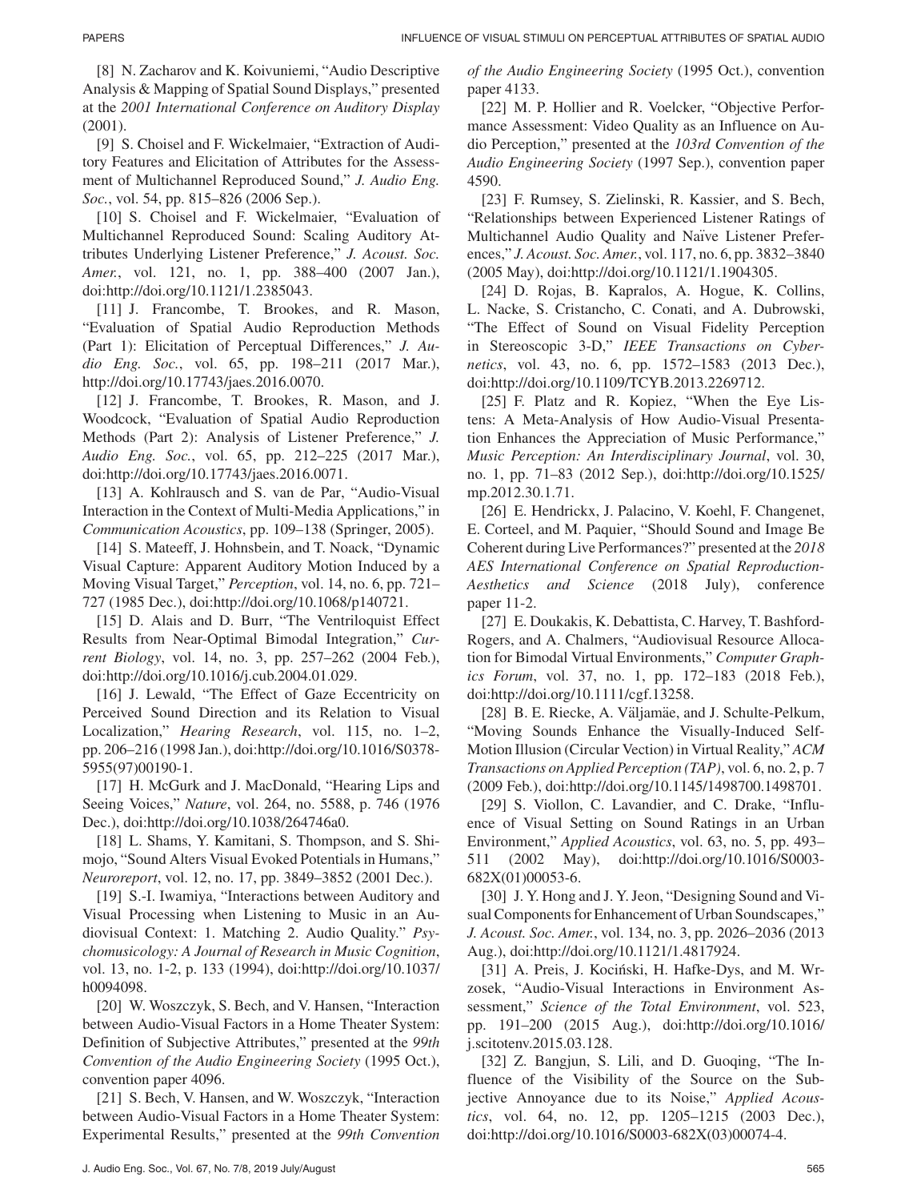[8] N. Zacharov and K. Koivuniemi, "Audio Descriptive Analysis & Mapping of Spatial Sound Displays," presented at the *2001 International Conference on Auditory Display* (2001).

[9] S. Choisel and F. Wickelmaier, "Extraction of Auditory Features and Elicitation of Attributes for the Assessment of Multichannel Reproduced Sound," *J. Audio Eng. Soc.*, vol. 54, pp. 815–826 (2006 Sep.).

[10] S. Choisel and F. Wickelmaier, "Evaluation of Multichannel Reproduced Sound: Scaling Auditory Attributes Underlying Listener Preference," *J. Acoust. Soc. Amer.*, vol. 121, no. 1, pp. 388–400 (2007 Jan.), doi:http://doi.org/10.1121/1.2385043.

[11] J. Francombe, T. Brookes, and R. Mason, "Evaluation of Spatial Audio Reproduction Methods (Part 1): Elicitation of Perceptual Differences," *J. Audio Eng. Soc.*, vol. 65, pp. 198–211 (2017 Mar.), http://doi.org/10.17743/jaes.2016.0070.

[12] J. Francombe, T. Brookes, R. Mason, and J. Woodcock, "Evaluation of Spatial Audio Reproduction Methods (Part 2): Analysis of Listener Preference," *J. Audio Eng. Soc.*, vol. 65, pp. 212–225 (2017 Mar.), doi:http://doi.org/10.17743/jaes.2016.0071.

[13] A. Kohlrausch and S. van de Par, "Audio-Visual Interaction in the Context of Multi-Media Applications," in *Communication Acoustics*, pp. 109–138 (Springer, 2005).

[14] S. Mateeff, J. Hohnsbein, and T. Noack, "Dynamic Visual Capture: Apparent Auditory Motion Induced by a Moving Visual Target," *Perception*, vol. 14, no. 6, pp. 721–727 (1985 Dec.), doi:http://doi.org/10.1068/p140721.

[15] D. Alais and D. Burr, "The Ventriloquist Effect Results from Near-Optimal Bimodal Integration," *Current Biology*, vol. 14, no. 3, pp. 257–262 (2004 Feb.), doi:http://doi.org/10.1016/j.cub.2004.01.029.

[16] J. Lewald, "The Effect of Gaze Eccentricity on Perceived Sound Direction and its Relation to Visual Localization," *Hearing Research*, vol. 115, no. 1–2, pp. 206–216 (1998 Jan.), doi:http://doi.org/10.1016/S0378-5955(97)00190-1.

[17] H. McGurk and J. MacDonald, "Hearing Lips and Seeing Voices," *Nature*, vol. 264, no. 5588, p. 746 (1976 Dec.), doi:http://doi.org/10.1038/264746a0.

[18] L. Shams, Y. Kamitani, S. Thompson, and S. Shimojo, "Sound Alters Visual Evoked Potentials in Humans," *Neuroreport*, vol. 12, no. 17, pp. 3849–3852 (2001 Dec.).

[19] S.-I. Iwamiya, "Interactions between Auditory and Visual Processing when Listening to Music in an Audiovisual Context: 1. Matching 2. Audio Quality." *Psychomusicology: A Journal of Research in Music Cognition*, vol. 13, no. 1-2, p. 133 (1994), doi:http://doi.org/10.1037/h0094098.

[20] W. Woszczyk, S. Bech, and V. Hansen, "Interaction between Audio-Visual Factors in a Home Theater System: Definition of Subjective Attributes," presented at the *99th Convention of the Audio Engineering Society* (1995 Oct.), convention paper 4096.

[21] S. Bech, V. Hansen, and W. Woszczyk, "Interaction between Audio-Visual Factors in a Home Theater System: Experimental Results," presented at the *99th Convention of the Audio Engineering Society* (1995 Oct.), convention paper 4133.

[22] M. P. Hollier and R. Voelcker, "Objective Performance Assessment: Video Quality as an Influence on Audio Perception," presented at the *103rd Convention of the Audio Engineering Society* (1997 Sep.), convention paper 4590.

[23] F. Rumsey, S. Zielinski, R. Kassier, and S. Bech, "Relationships between Experienced Listener Ratings of Multichannel Audio Quality and Naïve Listener Preferences," *J. Acoust. Soc. Amer.*, vol. 117, no. 6, pp. 3832–3840 (2005 May), doi:http://doi.org/10.1121/1.1904305.

[24] D. Rojas, B. Kapralos, A. Hogue, K. Collins, L. Nacke, S. Cristancho, C. Conati, and A. Dubrowski, "The Effect of Sound on Visual Fidelity Perception in Stereoscopic 3-D," *IEEE Transactions on Cybernetics*, vol. 43, no. 6, pp. 1572–1583 (2013 Dec.), doi:http://doi.org/10.1109/TCYB.2013.2269712.

[25] F. Platz and R. Kopiez, "When the Eye Listens: A Meta-Analysis of How Audio-Visual Presentation Enhances the Appreciation of Music Performance," *Music Perception: An Interdisciplinary Journal*, vol. 30, no. 1, pp. 71–83 (2012 Sep.), doi:http://doi.org/10.1525/mp.2012.30.1.71.

[26] E. Hendrickx, J. Palacino, V. Koehl, F. Changenet, E. Corteel, and M. Paquier, "Should Sound and Image Be Coherent during Live Performances?" presented at the *2018 AES International Conference on Spatial Reproduction-Aesthetics and Science* (2018 July), conference paper 11-2.

[27] E. Doukakis, K. Debattista, C. Harvey, T. Bashford-Rogers, and A. Chalmers, "Audiovisual Resource Allocation for Bimodal Virtual Environments," *Computer Graphics Forum*, vol. 37, no. 1, pp. 172–183 (2018 Feb.), doi:http://doi.org/10.1111/cgf.13258.

[28] B. E. Riecke, A. Väljamäe, and J. Schulte-Pelkum, "Moving Sounds Enhance the Visually-Induced Self-Motion Illusion (Circular Vection) in Virtual Reality," *ACM Transactions on Applied Perception (TAP)*, vol. 6, no. 2, p. 7 (2009 Feb.), doi:http://doi.org/10.1145/1498700.1498701.

[29] S. Viollon, C. Lavandier, and C. Drake, "Influence of Visual Setting on Sound Ratings in an Urban Environment," *Applied Acoustics*, vol. 63, no. 5, pp. 493–511 (2002 May), doi:http://doi.org/10.1016/S0003-682X(01)00053-6.

[30] J. Y. Hong and J. Y. Jeon, "Designing Sound and Visual Components for Enhancement of Urban Soundscapes," *J. Acoust. Soc. Amer.*, vol. 134, no. 3, pp. 2026–2036 (2013 Aug.), doi:http://doi.org/10.1121/1.4817924.

[31] A. Preis, J. Kociński, H. Hafke-Dys, and M. Wrzosek, "Audio-Visual Interactions in Environment Assessment," *Science of the Total Environment*, vol. 523, pp. 191–200 (2015 Aug.), doi:http://doi.org/10.1016/j.scitotenv.2015.03.128.

[32] Z. Bangjun, S. Lili, and D. Guoqing, "The Influence of the Visibility of the Source on the Subjective Annoyance due to its Noise," *Applied Acoustics*, vol. 64, no. 12, pp. 1205–1215 (2003 Dec.), doi:http://doi.org/10.1016/S0003-682X(03)00074-4.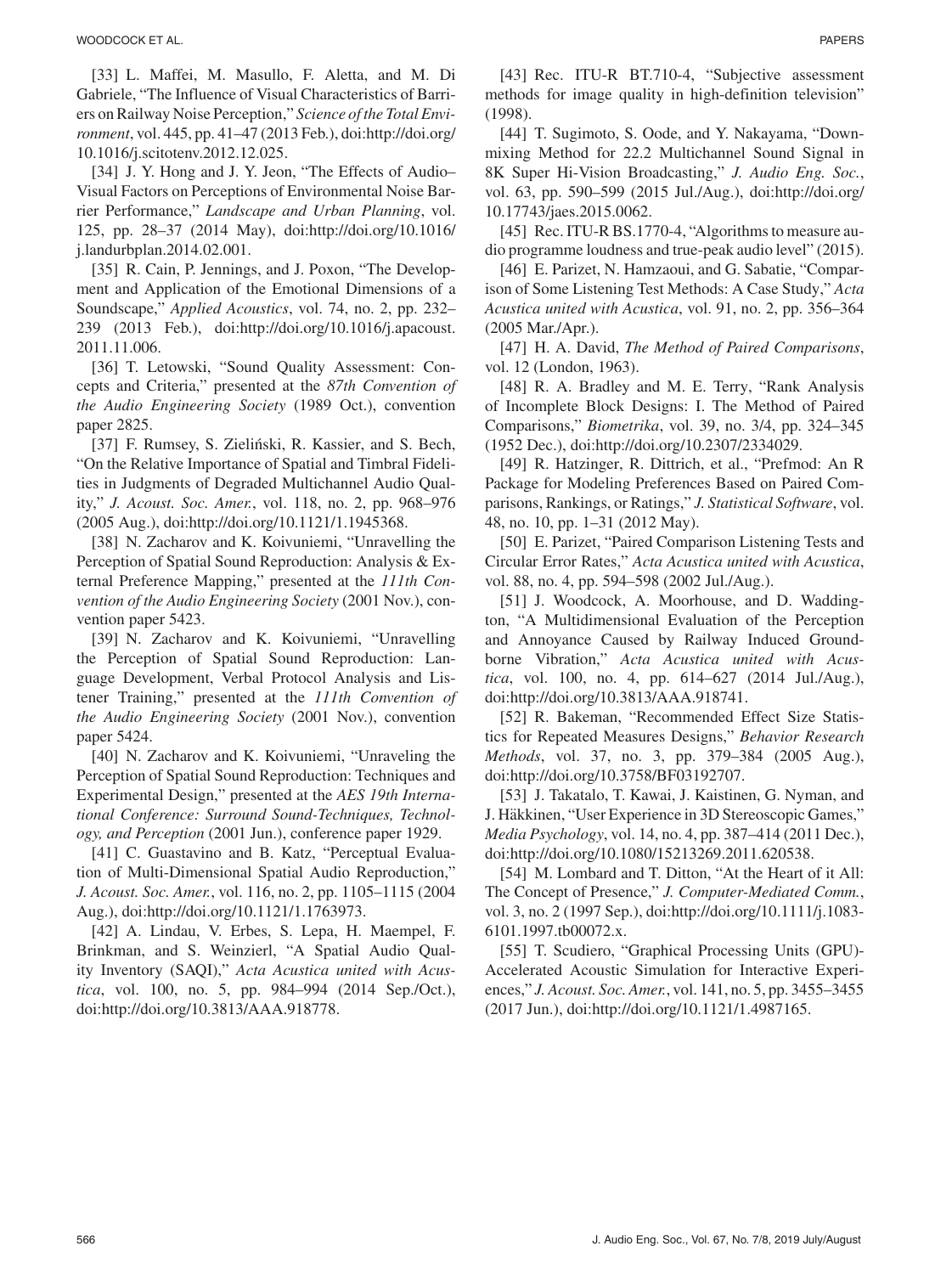[33] L. Maffei, M. Masullo, F. Aletta, and M. Di Gabriele, "The Influence of Visual Characteristics of Barriers on Railway Noise Perception," *Science of the Total Environment*, vol. 445, pp. 41–47 (2013 Feb.), doi:http://doi.org/10.1016/j.scitotenv.2012.12.025.

[34] J. Y. Hong and J. Y. Jeon, "The Effects of Audio–Visual Factors on Perceptions of Environmental Noise Barrier Performance," *Landscape and Urban Planning*, vol. 125, pp. 28–37 (2014 May), doi:http://doi.org/10.1016/j.landurbplan.2014.02.001.

[35] R. Cain, P. Jennings, and J. Poxon, "The Development and Application of the Emotional Dimensions of a Soundscape," *Applied Acoustics*, vol. 74, no. 2, pp. 232–239 (2013 Feb.), doi:http://doi.org/10.1016/j.apacoust.2011.11.006.

[36] T. Letowski, "Sound Quality Assessment: Concepts and Criteria," presented at the *87th Convention of the Audio Engineering Society* (1989 Oct.), convention paper 2825.

[37] F. Rumsey, S. Zieliński, R. Kassier, and S. Bech, "On the Relative Importance of Spatial and Timbral Fidelities in Judgments of Degraded Multichannel Audio Quality," *J. Acoust. Soc. Amer.*, vol. 118, no. 2, pp. 968–976 (2005 Aug.), doi:http://doi.org/10.1121/1.1945368.

[38] N. Zacharov and K. Koivuniemi, "Unravelling the Perception of Spatial Sound Reproduction: Analysis & External Preference Mapping," presented at the *111th Convention of the Audio Engineering Society* (2001 Nov.), convention paper 5423.

[39] N. Zacharov and K. Koivuniemi, "Unravelling the Perception of Spatial Sound Reproduction: Language Development, Verbal Protocol Analysis and Listener Training," presented at the *111th Convention of the Audio Engineering Society* (2001 Nov.), convention paper 5424.

[40] N. Zacharov and K. Koivuniemi, "Unraveling the Perception of Spatial Sound Reproduction: Techniques and Experimental Design," presented at the *AES 19th International Conference: Surround Sound-Techniques, Technology, and Perception* (2001 Jun.), conference paper 1929.

[41] C. Guastavino and B. Katz, "Perceptual Evaluation of Multi-Dimensional Spatial Audio Reproduction," *J. Acoust. Soc. Amer.*, vol. 116, no. 2, pp. 1105–1115 (2004 Aug.), doi:http://doi.org/10.1121/1.1763973.

[42] A. Lindau, V. Erbes, S. Lepa, H. Maempel, F. Brinkman, and S. Weinzierl, "A Spatial Audio Quality Inventory (SAQI)," *Acta Acustica united with Acustica*, vol. 100, no. 5, pp. 984–994 (2014 Sep./Oct.), doi:http://doi.org/10.3813/AAA.918778.

[43] Rec. ITU-R BT.710-4, "Subjective assessment methods for image quality in high-definition television" (1998).

[44] T. Sugimoto, S. Oode, and Y. Nakayama, "Downmixing Method for 22.2 Multichannel Sound Signal in 8K Super Hi-Vision Broadcasting," *J. Audio Eng. Soc.*, vol. 63, pp. 590–599 (2015 Jul./Aug.), doi:http://doi.org/10.17743/jaes.2015.0062.

[45] Rec. ITU-R BS.1770-4, "Algorithms to measure audio programme loudness and true-peak audio level" (2015).

[46] E. Parizet, N. Hamzaoui, and G. Sabatie, "Comparison of Some Listening Test Methods: A Case Study," *Acta Acustica united with Acustica*, vol. 91, no. 2, pp. 356–364 (2005 Mar./Apr.).

[47] H. A. David, *The Method of Paired Comparisons*, vol. 12 (London, 1963).

[48] R. A. Bradley and M. E. Terry, "Rank Analysis of Incomplete Block Designs: I. The Method of Paired Comparisons," *Biometrika*, vol. 39, no. 3/4, pp. 324–345 (1952 Dec.), doi:http://doi.org/10.2307/2334029.

[49] R. Hatzinger, R. Dittrich, et al., "Prefmod: An R Package for Modeling Preferences Based on Paired Comparisons, Rankings, or Ratings," *J. Statistical Software*, vol. 48, no. 10, pp. 1–31 (2012 May).

[50] E. Parizet, "Paired Comparison Listening Tests and Circular Error Rates," *Acta Acustica united with Acustica*, vol. 88, no. 4, pp. 594–598 (2002 Jul./Aug.).

[51] J. Woodcock, A. Moorhouse, and D. Waddington, "A Multidimensional Evaluation of the Perception and Annoyance Caused by Railway Induced Groundborne Vibration," *Acta Acustica united with Acustica*, vol. 100, no. 4, pp. 614–627 (2014 Jul./Aug.), doi:http://doi.org/10.3813/AAA.918741.

[52] R. Bakeman, "Recommended Effect Size Statistics for Repeated Measures Designs," *Behavior Research Methods*, vol. 37, no. 3, pp. 379–384 (2005 Aug.), doi:http://doi.org/10.3758/BF03192707.

[53] J. Takatalo, T. Kawai, J. Kaistinen, G. Nyman, and J. Häkkinen, "User Experience in 3D Stereoscopic Games," *Media Psychology*, vol. 14, no. 4, pp. 387–414 (2011 Dec.), doi:http://doi.org/10.1080/15213269.2011.620538.

[54] M. Lombard and T. Ditton, "At the Heart of it All: The Concept of Presence," *J. Computer-Mediated Comm.*, vol. 3, no. 2 (1997 Sep.), doi:http://doi.org/10.1111/j.1083-6101.1997.tb00072.x.

[55] T. Scudiero, "Graphical Processing Units (GPU)-Accelerated Acoustic Simulation for Interactive Experiences," *J. Acoust. Soc. Amer.*, vol. 141, no. 5, pp. 3455–3455 (2017 Jun.), doi:http://doi.org/10.1121/1.4987165.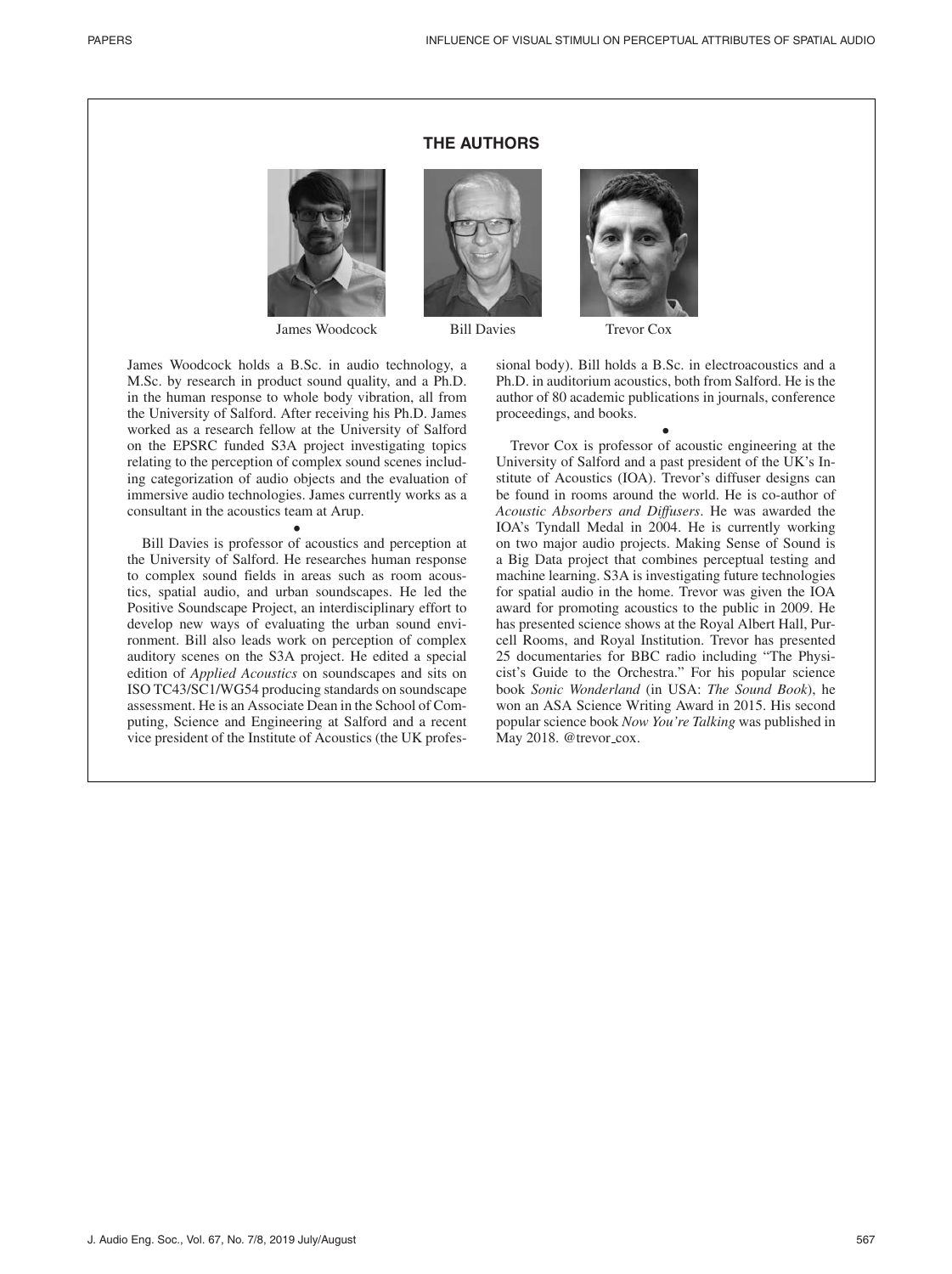## THE AUTHORS

James Woodcock

Bill Davies

Trevor Cox

James Woodcock holds a B.Sc. in audio technology, a M.Sc. by research in product sound quality, and a Ph.D. in the human response to whole body vibration, all from the University of Salford. After receiving his Ph.D. James worked as a research fellow at the University of Salford on the EPSRC funded S3A project investigating topics relating to the perception of complex sound scenes including categorization of audio objects and the evaluation of immersive audio technologies. James currently works as a consultant in the acoustics team at Arup.

•

Bill Davies is professor of acoustics and perception at the University of Salford. He researches human response to complex sound fields in areas such as room acoustics, spatial audio, and urban soundscapes. He led the Positive Soundscape Project, an interdisciplinary effort to develop new ways of evaluating the urban sound environment. Bill also leads work on perception of complex auditory scenes on the S3A project. He edited a special edition of *Applied Acoustics* on soundscapes and sits on ISO TC43/SC1/WG54 producing standards on soundscape assessment. He is an Associate Dean in the School of Computing, Science and Engineering at Salford and a recent vice president of the Institute of Acoustics (the UK professional body). Bill holds a B.Sc. in electroacoustics and a Ph.D. in auditorium acoustics, both from Salford. He is the author of 80 academic publications in journals, conference proceedings, and books.

•

Trevor Cox is professor of acoustic engineering at the University of Salford and a past president of the UK's Institute of Acoustics (IOA). Trevor's diffuser designs can be found in rooms around the world. He is co-author of *Acoustic Absorbers and Diffusers*. He was awarded the IOA's Tyndall Medal in 2004. He is currently working on two major audio projects. Making Sense of Sound is a Big Data project that combines perceptual testing and machine learning. S3A is investigating future technologies for spatial audio in the home. Trevor was given the IOA award for promoting acoustics to the public in 2009. He has presented science shows at the Royal Albert Hall, Purcell Rooms, and Royal Institution. Trevor has presented 25 documentaries for BBC radio including "The Physicist's Guide to the Orchestra." For his popular science book *Sonic Wonderland* (in USA: *The Sound Book*), he won an ASA Science Writing Award in 2015. His second popular science book *Now You're Talking* was published in May 2018. @trevor_cox.